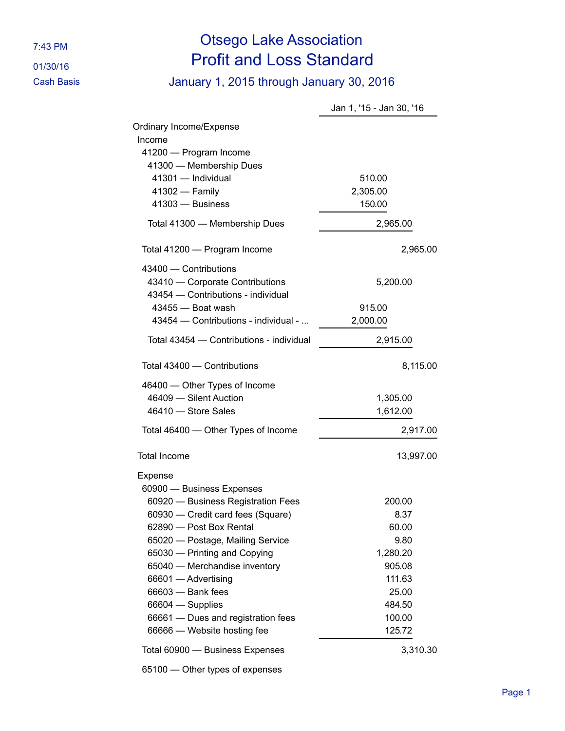# Otsego Lake Association
## Profit and Loss Standard
### January 1, 2015 through January 30, 2016

7:43 PM
01/30/16
Cash Basis

| | | Jan 1, '15 - Jan 30, '16 |
|---|---|---|
| Ordinary Income/Expense | | |
| Income | | |
| 41200 — Program Income | | |
| 41300 — Membership Dues | | |
| 41301 — Individual | 510.00 | |
| 41302 — Family | 2,305.00 | |
| 41303 — Business | 150.00 | |
| Total 41300 — Membership Dues | 2,965.00 | |
| Total 41200 — Program Income | | 2,965.00 |
| 43400 — Contributions | | |
| 43410 — Corporate Contributions | 5,200.00 | |
| 43454 — Contributions - individual | | |
| 43455 — Boat wash | 915.00 | |
| 43454 — Contributions - individual - ... | 2,000.00 | |
| Total 43454 — Contributions - individual | 2,915.00 | |
| Total 43400 — Contributions | | 8,115.00 |
| 46400 — Other Types of Income | | |
| 46409 — Silent Auction | 1,305.00 | |
| 46410 — Store Sales | 1,612.00 | |
| Total 46400 — Other Types of Income | | 2,917.00 |
| Total Income | | 13,997.00 |
| Expense | | |
| 60900 — Business Expenses | | |
| 60920 — Business Registration Fees | 200.00 | |
| 60930 — Credit card fees (Square) | 8.37 | |
| 62890 — Post Box Rental | 60.00 | |
| 65020 — Postage, Mailing Service | 9.80 | |
| 65030 — Printing and Copying | 1,280.20 | |
| 65040 — Merchandise inventory | 905.08 | |
| 66601 — Advertising | 111.63 | |
| 66603 — Bank fees | 25.00 | |
| 66604 — Supplies | 484.50 | |
| 66661 — Dues and registration fees | 100.00 | |
| 66666 — Website hosting fee | 125.72 | |
| Total 60900 — Business Expenses | | 3,310.30 |
| 65100 — Other types of expenses | | |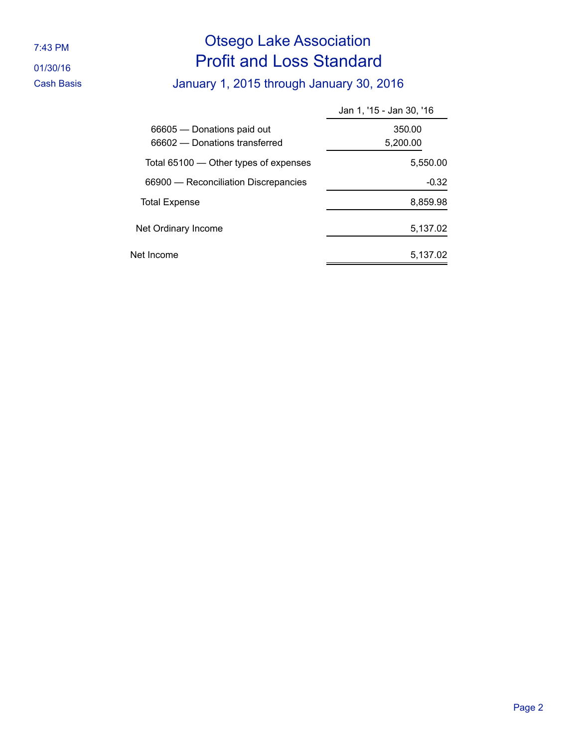# Otsego Lake Association

## Profit and Loss Standard

### January 1, 2015 through January 30, 2016

7:43 PM

01/30/16

Cash Basis

| | Jan 1, '15 - Jan 30, '16 |
|---|---|
| 66605 — Donations paid out | 350.00 |
| 66602 — Donations transferred | 5,200.00 |
| Total 65100 — Other types of expenses | 5,550.00 |
| 66900 — Reconciliation Discrepancies | -0.32 |
| Total Expense | 8,859.98 |
| Net Ordinary Income | 5,137.02 |
| Net Income | 5,137.02 |